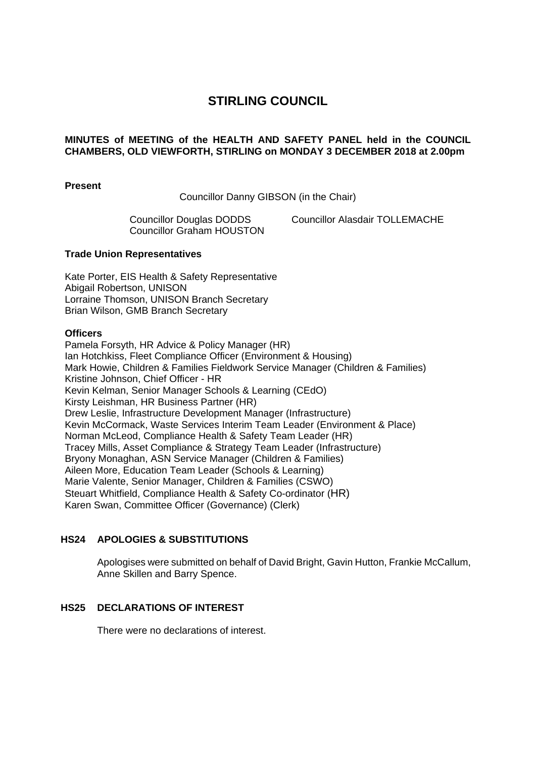# STIRLING COUNCIL

**MINUTES of MEETING of the HEALTH AND SAFETY PANEL held in the COUNCIL CHAMBERS, OLD VIEWFORTH, STIRLING on MONDAY 3 DECEMBER 2018 at 2.00pm**

**Present**

Councillor Danny GIBSON (in the Chair)

Councillor Douglas DODDS
Councillor Graham HOUSTON
Councillor Alasdair TOLLEMACHE

**Trade Union Representatives**

Kate Porter, EIS Health & Safety Representative
Abigail Robertson, UNISON
Lorraine Thomson, UNISON Branch Secretary
Brian Wilson, GMB Branch Secretary

**Officers**

Pamela Forsyth, HR Advice & Policy Manager (HR)
Ian Hotchkiss, Fleet Compliance Officer (Environment & Housing)
Mark Howie, Children & Families Fieldwork Service Manager (Children & Families)
Kristine Johnson, Chief Officer - HR
Kevin Kelman, Senior Manager Schools & Learning (CEdO)
Kirsty Leishman, HR Business Partner (HR)
Drew Leslie, Infrastructure Development Manager (Infrastructure)
Kevin McCormack, Waste Services Interim Team Leader (Environment & Place)
Norman McLeod, Compliance Health & Safety Team Leader (HR)
Tracey Mills, Asset Compliance & Strategy Team Leader (Infrastructure)
Bryony Monaghan, ASN Service Manager (Children & Families)
Aileen More, Education Team Leader (Schools & Learning)
Marie Valente, Senior Manager, Children & Families (CSWO)
Steuart Whitfield, Compliance Health & Safety Co-ordinator (HR)
Karen Swan, Committee Officer (Governance) (Clerk)

## HS24 APOLOGIES & SUBSTITUTIONS

Apologises were submitted on behalf of David Bright, Gavin Hutton, Frankie McCallum, Anne Skillen and Barry Spence.

## HS25 DECLARATIONS OF INTEREST

There were no declarations of interest.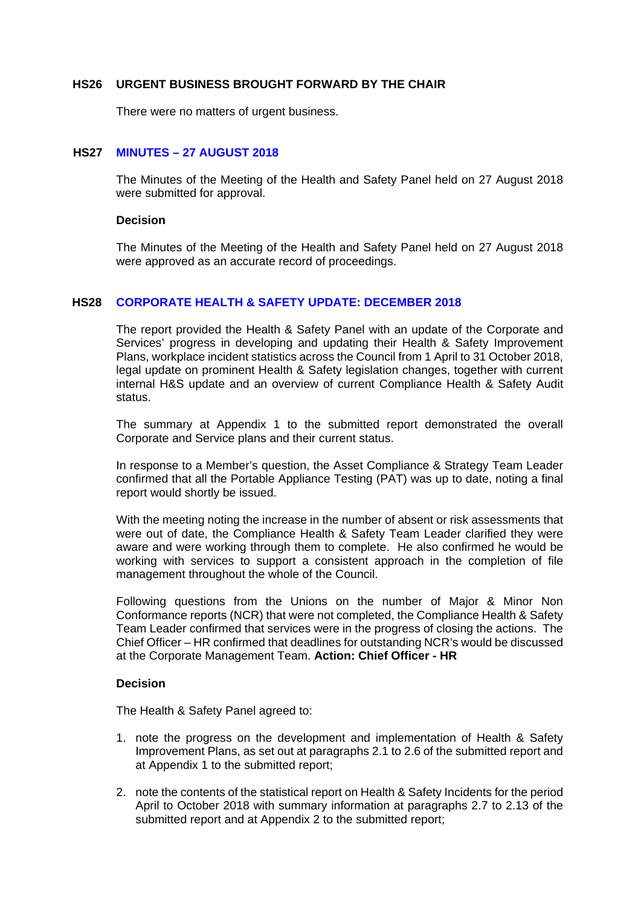## HS26 URGENT BUSINESS BROUGHT FORWARD BY THE CHAIR

There were no matters of urgent business.

## HS27 MINUTES – 27 AUGUST 2018

The Minutes of the Meeting of the Health and Safety Panel held on 27 August 2018 were submitted for approval.

**Decision**

The Minutes of the Meeting of the Health and Safety Panel held on 27 August 2018 were approved as an accurate record of proceedings.

## HS28 CORPORATE HEALTH & SAFETY UPDATE: DECEMBER 2018

The report provided the Health & Safety Panel with an update of the Corporate and Services' progress in developing and updating their Health & Safety Improvement Plans, workplace incident statistics across the Council from 1 April to 31 October 2018, legal update on prominent Health & Safety legislation changes, together with current internal H&S update and an overview of current Compliance Health & Safety Audit status.

The summary at Appendix 1 to the submitted report demonstrated the overall Corporate and Service plans and their current status.

In response to a Member's question, the Asset Compliance & Strategy Team Leader confirmed that all the Portable Appliance Testing (PAT) was up to date, noting a final report would shortly be issued.

With the meeting noting the increase in the number of absent or risk assessments that were out of date, the Compliance Health & Safety Team Leader clarified they were aware and were working through them to complete. He also confirmed he would be working with services to support a consistent approach in the completion of file management throughout the whole of the Council.

Following questions from the Unions on the number of Major & Minor Non Conformance reports (NCR) that were not completed, the Compliance Health & Safety Team Leader confirmed that services were in the progress of closing the actions. The Chief Officer – HR confirmed that deadlines for outstanding NCR's would be discussed at the Corporate Management Team. **Action: Chief Officer - HR**

**Decision**

The Health & Safety Panel agreed to:

1. note the progress on the development and implementation of Health & Safety Improvement Plans, as set out at paragraphs 2.1 to 2.6 of the submitted report and at Appendix 1 to the submitted report;

2. note the contents of the statistical report on Health & Safety Incidents for the period April to October 2018 with summary information at paragraphs 2.7 to 2.13 of the submitted report and at Appendix 2 to the submitted report;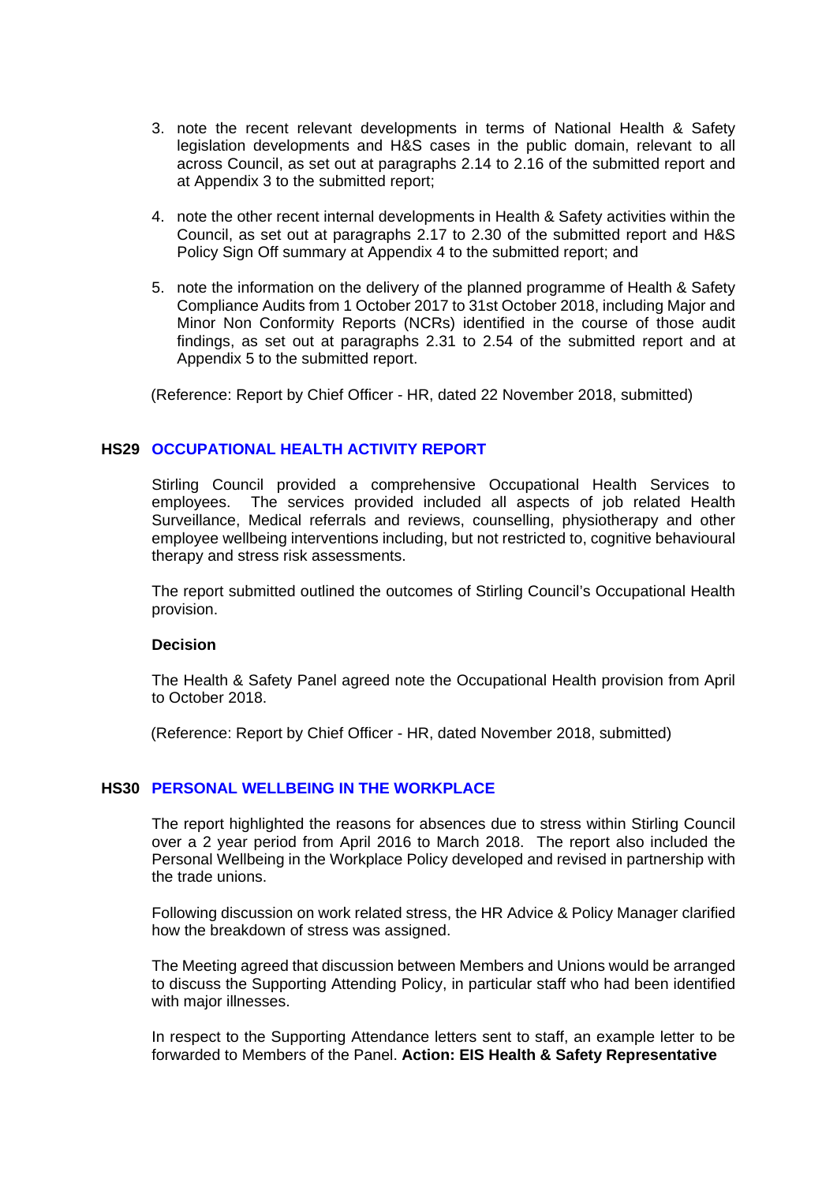3. note the recent relevant developments in terms of National Health & Safety legislation developments and H&S cases in the public domain, relevant to all across Council, as set out at paragraphs 2.14 to 2.16 of the submitted report and at Appendix 3 to the submitted report;

4. note the other recent internal developments in Health & Safety activities within the Council, as set out at paragraphs 2.17 to 2.30 of the submitted report and H&S Policy Sign Off summary at Appendix 4 to the submitted report; and

5. note the information on the delivery of the planned programme of Health & Safety Compliance Audits from 1 October 2017 to 31st October 2018, including Major and Minor Non Conformity Reports (NCRs) identified in the course of those audit findings, as set out at paragraphs 2.31 to 2.54 of the submitted report and at Appendix 5 to the submitted report.

(Reference: Report by Chief Officer - HR, dated 22 November 2018, submitted)

## HS29 OCCUPATIONAL HEALTH ACTIVITY REPORT

Stirling Council provided a comprehensive Occupational Health Services to employees. The services provided included all aspects of job related Health Surveillance, Medical referrals and reviews, counselling, physiotherapy and other employee wellbeing interventions including, but not restricted to, cognitive behavioural therapy and stress risk assessments.

The report submitted outlined the outcomes of Stirling Council's Occupational Health provision.

**Decision**

The Health & Safety Panel agreed note the Occupational Health provision from April to October 2018.

(Reference: Report by Chief Officer - HR, dated November 2018, submitted)

## HS30 PERSONAL WELLBEING IN THE WORKPLACE

The report highlighted the reasons for absences due to stress within Stirling Council over a 2 year period from April 2016 to March 2018. The report also included the Personal Wellbeing in the Workplace Policy developed and revised in partnership with the trade unions.

Following discussion on work related stress, the HR Advice & Policy Manager clarified how the breakdown of stress was assigned.

The Meeting agreed that discussion between Members and Unions would be arranged to discuss the Supporting Attending Policy, in particular staff who had been identified with major illnesses.

In respect to the Supporting Attendance letters sent to staff, an example letter to be forwarded to Members of the Panel. **Action: EIS Health & Safety Representative**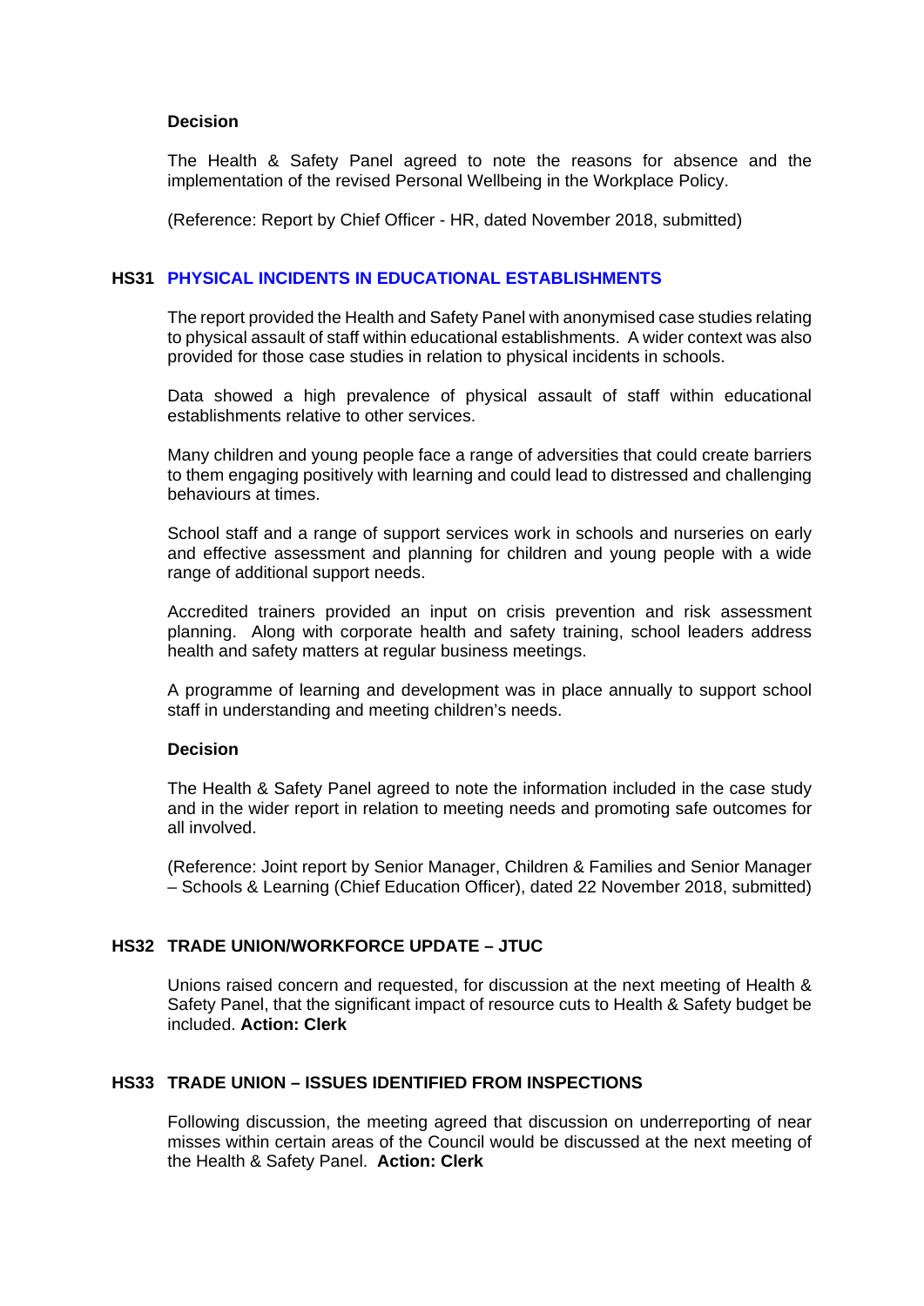**Decision**

The Health & Safety Panel agreed to note the reasons for absence and the implementation of the revised Personal Wellbeing in the Workplace Policy.

(Reference: Report by Chief Officer - HR, dated November 2018, submitted)

### HS31 PHYSICAL INCIDENTS IN EDUCATIONAL ESTABLISHMENTS

The report provided the Health and Safety Panel with anonymised case studies relating to physical assault of staff within educational establishments. A wider context was also provided for those case studies in relation to physical incidents in schools.

Data showed a high prevalence of physical assault of staff within educational establishments relative to other services.

Many children and young people face a range of adversities that could create barriers to them engaging positively with learning and could lead to distressed and challenging behaviours at times.

School staff and a range of support services work in schools and nurseries on early and effective assessment and planning for children and young people with a wide range of additional support needs.

Accredited trainers provided an input on crisis prevention and risk assessment planning. Along with corporate health and safety training, school leaders address health and safety matters at regular business meetings.

A programme of learning and development was in place annually to support school staff in understanding and meeting children's needs.

**Decision**

The Health & Safety Panel agreed to note the information included in the case study and in the wider report in relation to meeting needs and promoting safe outcomes for all involved.

(Reference: Joint report by Senior Manager, Children & Families and Senior Manager – Schools & Learning (Chief Education Officer), dated 22 November 2018, submitted)

### HS32 TRADE UNION/WORKFORCE UPDATE – JTUC

Unions raised concern and requested, for discussion at the next meeting of Health & Safety Panel, that the significant impact of resource cuts to Health & Safety budget be included. **Action: Clerk**

### HS33 TRADE UNION – ISSUES IDENTIFIED FROM INSPECTIONS

Following discussion, the meeting agreed that discussion on underreporting of near misses within certain areas of the Council would be discussed at the next meeting of the Health & Safety Panel. **Action: Clerk**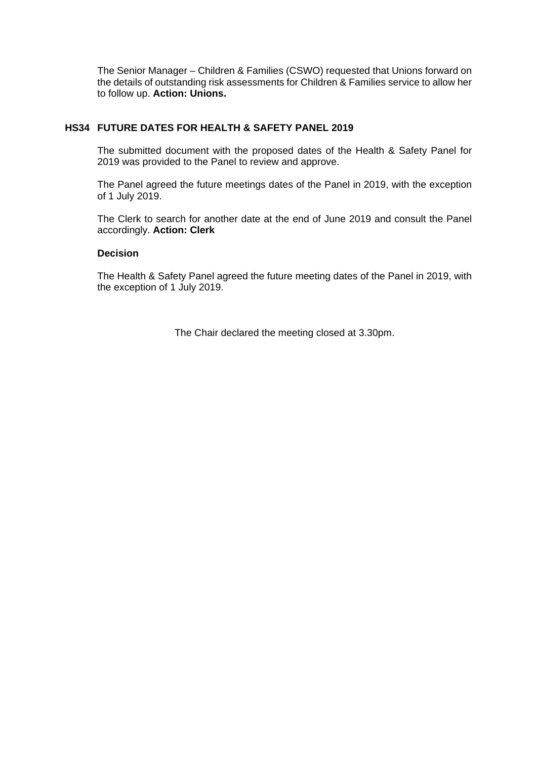The Senior Manager – Children & Families (CSWO) requested that Unions forward on the details of outstanding risk assessments for Children & Families service to allow her to follow up. **Action: Unions.**

## HS34 FUTURE DATES FOR HEALTH & SAFETY PANEL 2019

The submitted document with the proposed dates of the Health & Safety Panel for 2019 was provided to the Panel to review and approve.

The Panel agreed the future meetings dates of the Panel in 2019, with the exception of 1 July 2019.

The Clerk to search for another date at the end of June 2019 and consult the Panel accordingly. **Action: Clerk**

**Decision**

The Health & Safety Panel agreed the future meeting dates of the Panel in 2019, with the exception of 1 July 2019.

The Chair declared the meeting closed at 3.30pm.